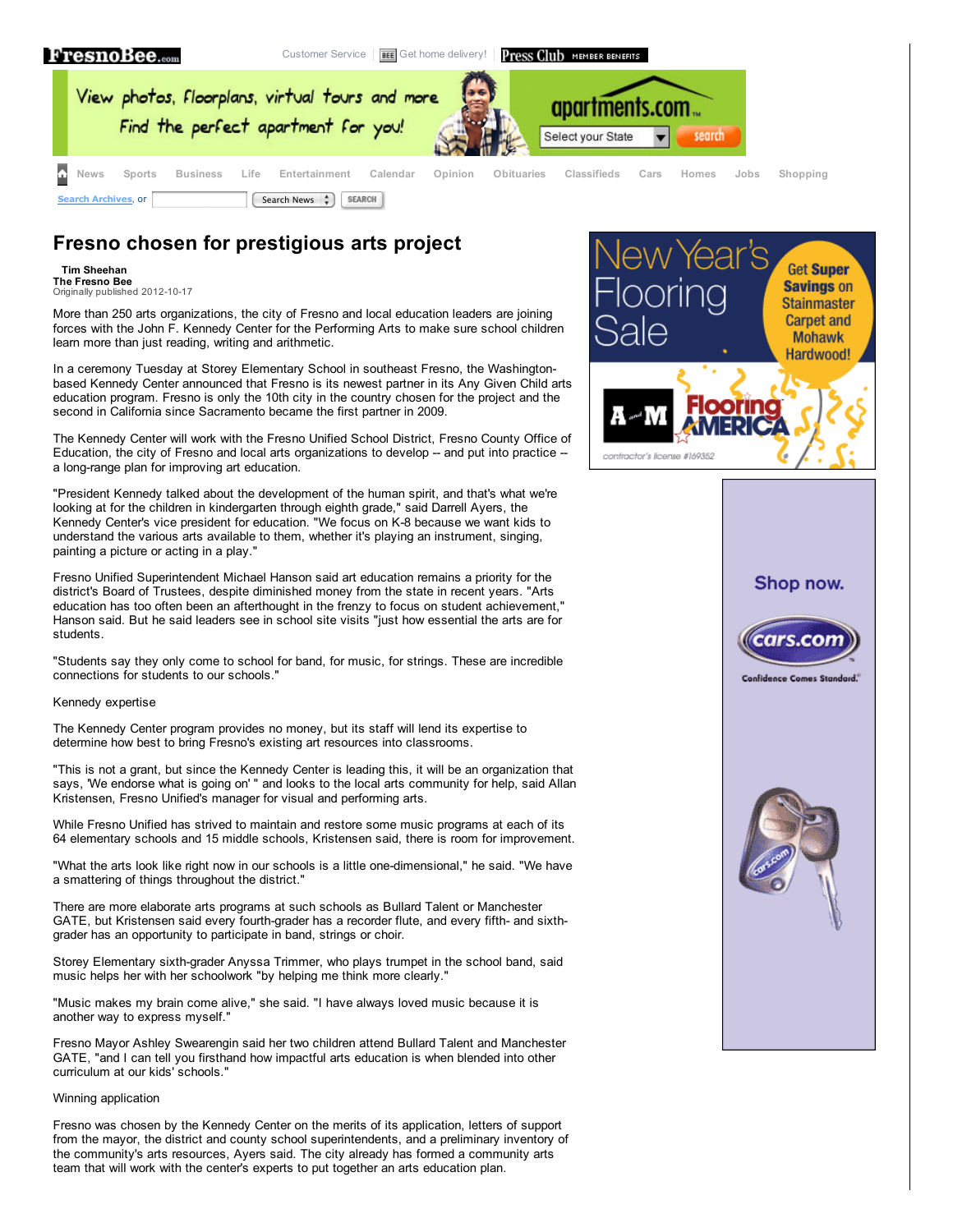# Fresno chosen for prestigious arts project

**Tim Sheehan**
**The Fresno Bee**
Originally published 2012-10-17

More than 250 arts organizations, the city of Fresno and local education leaders are joining forces with the John F. Kennedy Center for the Performing Arts to make sure school children learn more than just reading, writing and arithmetic.

In a ceremony Tuesday at Storey Elementary School in southeast Fresno, the Washington-based Kennedy Center announced that Fresno is its newest partner in its Any Given Child arts education program. Fresno is only the 10th city in the country chosen for the project and the second in California since Sacramento became the first partner in 2009.

The Kennedy Center will work with the Fresno Unified School District, Fresno County Office of Education, the city of Fresno and local arts organizations to develop -- and put into practice -- a long-range plan for improving art education.

"President Kennedy talked about the development of the human spirit, and that's what we're looking at for the children in kindergarten through eighth grade," said Darrell Ayers, the Kennedy Center's vice president for education. "We focus on K-8 because we want kids to understand the various arts available to them, whether it's playing an instrument, singing, painting a picture or acting in a play."

Fresno Unified Superintendent Michael Hanson said art education remains a priority for the district's Board of Trustees, despite diminished money from the state in recent years. "Arts education has too often been an afterthought in the frenzy to focus on student achievement," Hanson said. But he said leaders see in school site visits "just how essential the arts are for students.

"Students say they only come to school for band, for music, for strings. These are incredible connections for students to our schools."

Kennedy expertise

The Kennedy Center program provides no money, but its staff will lend its expertise to determine how best to bring Fresno's existing art resources into classrooms.

"This is not a grant, but since the Kennedy Center is leading this, it will be an organization that says, 'We endorse what is going on' " and looks to the local arts community for help, said Allan Kristensen, Fresno Unified's manager for visual and performing arts.

While Fresno Unified has strived to maintain and restore some music programs at each of its 64 elementary schools and 15 middle schools, Kristensen said, there is room for improvement.

"What the arts look like right now in our schools is a little one-dimensional," he said. "We have a smattering of things throughout the district."

There are more elaborate arts programs at such schools as Bullard Talent or Manchester GATE, but Kristensen said every fourth-grader has a recorder flute, and every fifth- and sixth-grader has an opportunity to participate in band, strings or choir.

Storey Elementary sixth-grader Anyssa Trimmer, who plays trumpet in the school band, said music helps her with her schoolwork "by helping me think more clearly."

"Music makes my brain come alive," she said. "I have always loved music because it is another way to express myself."

Fresno Mayor Ashley Swearengin said her two children attend Bullard Talent and Manchester GATE, "and I can tell you firsthand how impactful arts education is when blended into other curriculum at our kids' schools."

Winning application

Fresno was chosen by the Kennedy Center on the merits of its application, letters of support from the mayor, the district and county school superintendents, and a preliminary inventory of the community's arts resources, Ayers said. The city already has formed a community arts team that will work with the center's experts to put together an arts education plan.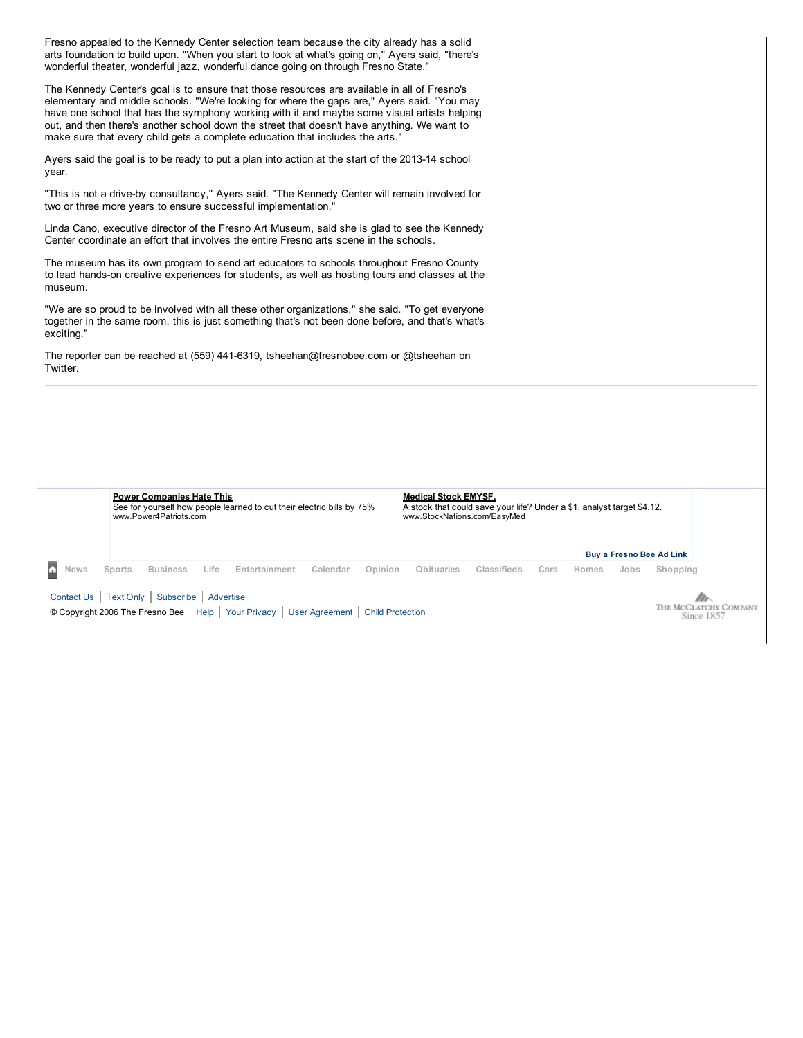Fresno appealed to the Kennedy Center selection team because the city already has a solid arts foundation to build upon. "When you start to look at what's going on," Ayers said, "there's wonderful theater, wonderful jazz, wonderful dance going on through Fresno State."

The Kennedy Center's goal is to ensure that those resources are available in all of Fresno's elementary and middle schools. "We're looking for where the gaps are," Ayers said. "You may have one school that has the symphony working with it and maybe some visual artists helping out, and then there's another school down the street that doesn't have anything. We want to make sure that every child gets a complete education that includes the arts."

Ayers said the goal is to be ready to put a plan into action at the start of the 2013-14 school year.

"This is not a drive-by consultancy," Ayers said. "The Kennedy Center will remain involved for two or three more years to ensure successful implementation."

Linda Cano, executive director of the Fresno Art Museum, said she is glad to see the Kennedy Center coordinate an effort that involves the entire Fresno arts scene in the schools.

The museum has its own program to send art educators to schools throughout Fresno County to lead hands-on creative experiences for students, as well as hosting tours and classes at the museum.

"We are so proud to be involved with all these other organizations," she said. "To get everyone together in the same room, this is just something that's not been done before, and that's what's exciting."

The reporter can be reached at (559) 441-6319, tsheehan@fresnobee.com or @tsheehan on Twitter.

**Power Companies Hate This**
See for yourself how people learned to cut their electric bills by 75%
www.Power4Patriots.com

**Medical Stock EMYSF.**
A stock that could save your life? Under a $1, analyst target $4.12.
www.StockNations.com/EasyMed

Buy a Fresno Bee Ad Link

News | Sports | Business | Life | Entertainment | Calendar | Opinion | Obituaries | Classifieds | Cars | Homes | Jobs | Shopping

Contact Us | Text Only | Subscribe | Advertise

© Copyright 2006 The Fresno Bee | Help | Your Privacy | User Agreement | Child Protection

The McClatchy Company Since 1857